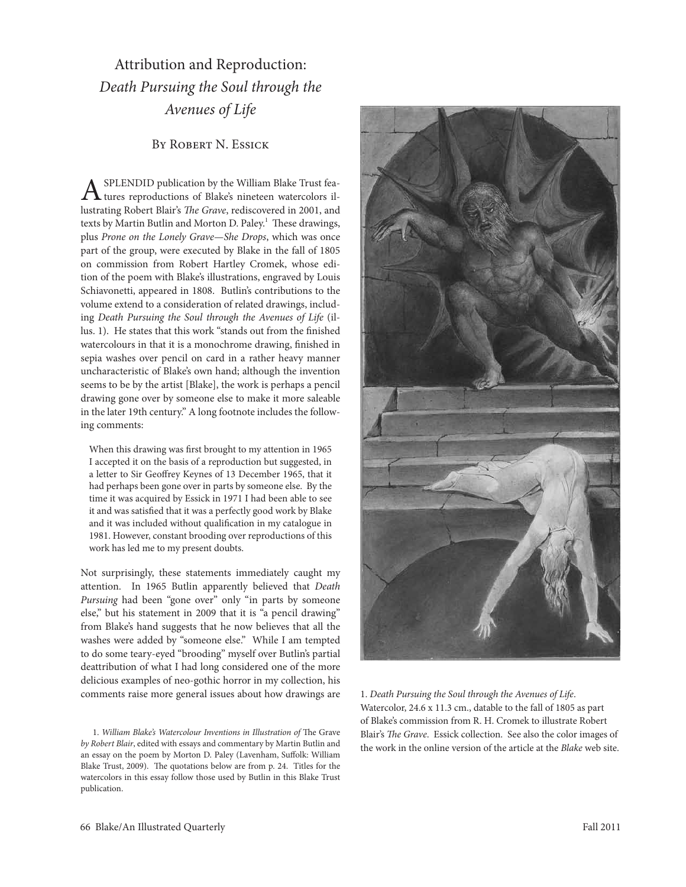# Attribution and Reproduction: *Death Pursuing the Soul through the Avenues of Life*

## By Robert N. Essick

A SPLENDID publication by the William Blake Trust features reproductions of Blake's nineteen watercolors illustrating Robert Blair's *The Grave*, rediscovered in 2001, and texts by Martin Butlin and Morton D. Paley.[1] These drawings, plus *Prone on the Lonely Grave—She Drops*, which was once part of the group, were executed by Blake in the fall of 1805 on commission from Robert Hartley Cromek, whose edition of the poem with Blake's illustrations, engraved by Louis Schiavonetti, appeared in 1808. Butlin's contributions to the volume extend to a consideration of related drawings, including *Death Pursuing the Soul through the Avenues of Life* (illus. 1). He states that this work "stands out from the finished watercolours in that it is a monochrome drawing, finished in sepia washes over pencil on card in a rather heavy manner uncharacteristic of Blake's own hand; although the invention seems to be by the artist [Blake], the work is perhaps a pencil drawing gone over by someone else to make it more saleable in the later 19th century." A long footnote includes the following comments:

> When this drawing was first brought to my attention in 1965 I accepted it on the basis of a reproduction but suggested, in a letter to Sir Geoffrey Keynes of 13 December 1965, that it had perhaps been gone over in parts by someone else. By the time it was acquired by Essick in 1971 I had been able to see it and was satisfied that it was a perfectly good work by Blake and it was included without qualification in my catalogue in 1981. However, constant brooding over reproductions of this work has led me to my present doubts.

Not surprisingly, these statements immediately caught my attention. In 1965 Butlin apparently believed that *Death Pursuing* had been "gone over" only "in parts by someone else," but his statement in 2009 that it is "a pencil drawing" from Blake's hand suggests that he now believes that all the washes were added by "someone else." While I am tempted to do some teary-eyed "brooding" myself over Butlin's partial deattribution of what I had long considered one of the more delicious examples of neo-gothic horror in my collection, his comments raise more general issues about how drawings are

1. *Death Pursuing the Soul through the Avenues of Life*. Watercolor, 24.6 x 11.3 cm., datable to the fall of 1805 as part of Blake's commission from R. H. Cromek to illustrate Robert Blair's *The Grave*. Essick collection. See also the color images of the work in the online version of the article at the *Blake* web site.

---

1. *William Blake's Watercolour Inventions in Illustration of* The Grave *by Robert Blair*, edited with essays and commentary by Martin Butlin and an essay on the poem by Morton D. Paley (Lavenham, Suffolk: William Blake Trust, 2009). The quotations below are from p. 24. Titles for the watercolors in this essay follow those used by Butlin in this Blake Trust publication.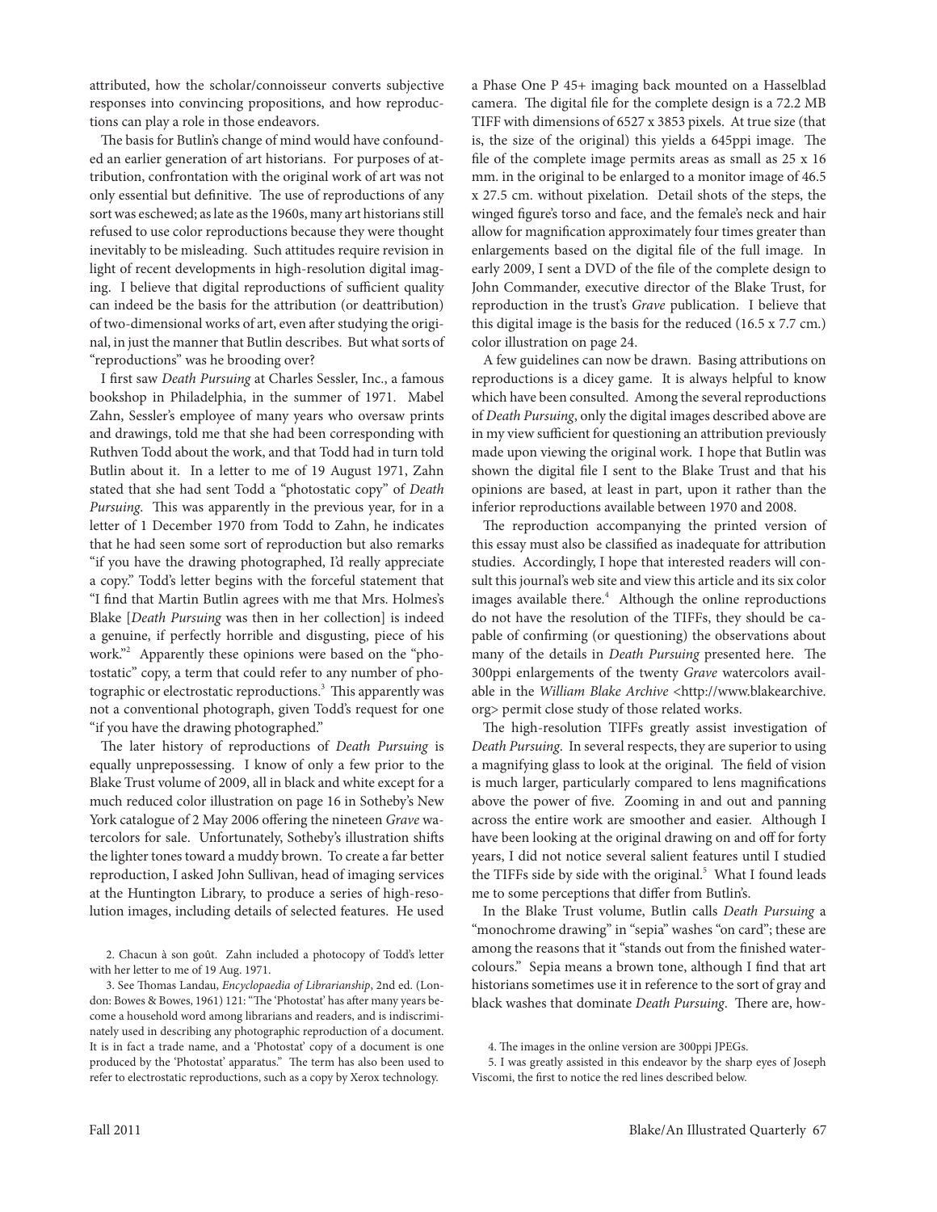attributed, how the scholar/connoisseur converts subjective responses into convincing propositions, and how reproductions can play a role in those endeavors.

The basis for Butlin's change of mind would have confounded an earlier generation of art historians. For purposes of attribution, confrontation with the original work of art was not only essential but definitive. The use of reproductions of any sort was eschewed; as late as the 1960s, many art historians still refused to use color reproductions because they were thought inevitably to be misleading. Such attitudes require revision in light of recent developments in high-resolution digital imaging. I believe that digital reproductions of sufficient quality can indeed be the basis for the attribution (or deattribution) of two-dimensional works of art, even after studying the original, in just the manner that Butlin describes. But what sorts of "reproductions" was he brooding over?

I first saw *Death Pursuing* at Charles Sessler, Inc., a famous bookshop in Philadelphia, in the summer of 1971. Mabel Zahn, Sessler's employee of many years who oversaw prints and drawings, told me that she had been corresponding with Ruthven Todd about the work, and that Todd had in turn told Butlin about it. In a letter to me of 19 August 1971, Zahn stated that she had sent Todd a "photostatic copy" of *Death Pursuing*. This was apparently in the previous year, for in a letter of 1 December 1970 from Todd to Zahn, he indicates that he had seen some sort of reproduction but also remarks "if you have the drawing photographed, I'd really appreciate a copy." Todd's letter begins with the forceful statement that "I find that Martin Butlin agrees with me that Mrs. Holmes's Blake [*Death Pursuing* was then in her collection] is indeed a genuine, if perfectly horrible and disgusting, piece of his work."[2] Apparently these opinions were based on the "photostatic" copy, a term that could refer to any number of photographic or electrostatic reproductions.[3] This apparently was not a conventional photograph, given Todd's request for one "if you have the drawing photographed."

The later history of reproductions of *Death Pursuing* is equally unprepossessing. I know of only a few prior to the Blake Trust volume of 2009, all in black and white except for a much reduced color illustration on page 16 in Sotheby's New York catalogue of 2 May 2006 offering the nineteen *Grave* watercolors for sale. Unfortunately, Sotheby's illustration shifts the lighter tones toward a muddy brown. To create a far better reproduction, I asked John Sullivan, head of imaging services at the Huntington Library, to produce a series of high-resolution images, including details of selected features. He used a Phase One P 45+ imaging back mounted on a Hasselblad camera. The digital file for the complete design is a 72.2 MB TIFF with dimensions of 6527 x 3853 pixels. At true size (that is, the size of the original) this yields a 645ppi image. The file of the complete image permits areas as small as 25 x 16 mm. in the original to be enlarged to a monitor image of 46.5 x 27.5 cm. without pixelation. Detail shots of the steps, the winged figure's torso and face, and the female's neck and hair allow for magnification approximately four times greater than enlargements based on the digital file of the full image. In early 2009, I sent a DVD of the file of the complete design to John Commander, executive director of the Blake Trust, for reproduction in the trust's *Grave* publication. I believe that this digital image is the basis for the reduced (16.5 x 7.7 cm.) color illustration on page 24.

A few guidelines can now be drawn. Basing attributions on reproductions is a dicey game. It is always helpful to know which have been consulted. Among the several reproductions of *Death Pursuing*, only the digital images described above are in my view sufficient for questioning an attribution previously made upon viewing the original work. I hope that Butlin was shown the digital file I sent to the Blake Trust and that his opinions are based, at least in part, upon it rather than the inferior reproductions available between 1970 and 2008.

The reproduction accompanying the printed version of this essay must also be classified as inadequate for attribution studies. Accordingly, I hope that interested readers will consult this journal's web site and view this article and its six color images available there.[4] Although the online reproductions do not have the resolution of the TIFFs, they should be capable of confirming (or questioning) the observations about many of the details in *Death Pursuing* presented here. The 300ppi enlargements of the twenty *Grave* watercolors available in the *William Blake Archive* <http://www.blakearchive.org> permit close study of those related works.

The high-resolution TIFFs greatly assist investigation of *Death Pursuing*. In several respects, they are superior to using a magnifying glass to look at the original. The field of vision is much larger, particularly compared to lens magnifications above the power of five. Zooming in and out and panning across the entire work are smoother and easier. Although I have been looking at the original drawing on and off for forty years, I did not notice several salient features until I studied the TIFFs side by side with the original.[5] What I found leads me to some perceptions that differ from Butlin's.

In the Blake Trust volume, Butlin calls *Death Pursuing* a "monochrome drawing" in "sepia" washes "on card"; these are among the reasons that it "stands out from the finished watercolours." Sepia means a brown tone, although I find that art historians sometimes use it in reference to the sort of gray and black washes that dominate *Death Pursuing*. There are, how-

2. Chacun à son goût. Zahn included a photocopy of Todd's letter with her letter to me of 19 Aug. 1971.

3. See Thomas Landau, *Encyclopaedia of Librarianship*, 2nd ed. (London: Bowes & Bowes, 1961) 121: "The 'Photostat' has after many years become a household word among librarians and readers, and is indiscriminately used in describing any photographic reproduction of a document. It is in fact a trade name, and a 'Photostat' copy of a document is one produced by the 'Photostat' apparatus." The term has also been used to refer to electrostatic reproductions, such as a copy by Xerox technology.

4. The images in the online version are 300ppi JPEGs.

5. I was greatly assisted in this endeavor by the sharp eyes of Joseph Viscomi, the first to notice the red lines described below.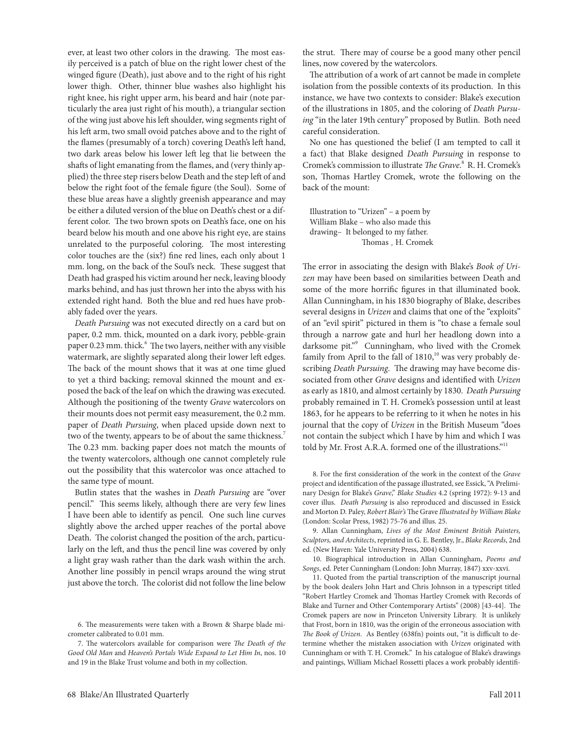ever, at least two other colors in the drawing. The most easily perceived is a patch of blue on the right lower chest of the winged figure (Death), just above and to the right of his right lower thigh. Other, thinner blue washes also highlight his right knee, his right upper arm, his beard and hair (note particularly the area just right of his mouth), a triangular section of the wing just above his left shoulder, wing segments right of his left arm, two small ovoid patches above and to the right of the flames (presumably of a torch) covering Death's left hand, two dark areas below his lower left leg that lie between the shafts of light emanating from the flames, and (very thinly applied) the three step risers below Death and the step left of and below the right foot of the female figure (the Soul). Some of these blue areas have a slightly greenish appearance and may be either a diluted version of the blue on Death's chest or a different color. The two brown spots on Death's face, one on his beard below his mouth and one above his right eye, are stains unrelated to the purposeful coloring. The most interesting color touches are the (six?) fine red lines, each only about 1 mm. long, on the back of the Soul's neck. These suggest that Death had grasped his victim around her neck, leaving bloody marks behind, and has just thrown her into the abyss with his extended right hand. Both the blue and red hues have probably faded over the years.

*Death Pursuing* was not executed directly on a card but on paper, 0.2 mm. thick, mounted on a dark ivory, pebble-grain paper 0.23 mm. thick.[6] The two layers, neither with any visible watermark, are slightly separated along their lower left edges. The back of the mount shows that it was at one time glued to yet a third backing; removal skinned the mount and exposed the back of the leaf on which the drawing was executed. Although the positioning of the twenty *Grave* watercolors on their mounts does not permit easy measurement, the 0.2 mm. paper of *Death Pursuing*, when placed upside down next to two of the twenty, appears to be of about the same thickness.[7] The 0.23 mm. backing paper does not match the mounts of the twenty watercolors, although one cannot completely rule out the possibility that this watercolor was once attached to the same type of mount.

Butlin states that the washes in *Death Pursuing* are "over pencil." This seems likely, although there are very few lines I have been able to identify as pencil. One such line curves slightly above the arched upper reaches of the portal above Death. The colorist changed the position of the arch, particularly on the left, and thus the pencil line was covered by only a light gray wash rather than the dark wash within the arch. Another line possibly in pencil wraps around the wing strut just above the torch. The colorist did not follow the line below the strut. There may of course be a good many other pencil lines, now covered by the watercolors.

The attribution of a work of art cannot be made in complete isolation from the possible contexts of its production. In this instance, we have two contexts to consider: Blake's execution of the illustrations in 1805, and the coloring of *Death Pursuing* "in the later 19th century" proposed by Butlin. Both need careful consideration.

No one has questioned the belief (I am tempted to call it a fact) that Blake designed *Death Pursuing* in response to Cromek's commission to illustrate *The Grave*.[8] R. H. Cromek's son, Thomas Hartley Cromek, wrote the following on the back of the mount:

> Illustration to "Urizen" – a poem by
> William Blake – who also made this
> drawing– It belonged to my father.
> Thomas _ H. Cromek

The error in associating the design with Blake's *Book of Urizen* may have been based on similarities between Death and some of the more horrific figures in that illuminated book. Allan Cunningham, in his 1830 biography of Blake, describes several designs in *Urizen* and claims that one of the "exploits" of an "evil spirit" pictured in them is "to chase a female soul through a narrow gate and hurl her headlong down into a darksome pit."[9] Cunningham, who lived with the Cromek family from April to the fall of 1810,[10] was very probably describing *Death Pursuing.* The drawing may have become dissociated from other *Grave* designs and identified with *Urizen* as early as 1810, and almost certainly by 1830. *Death Pursuing* probably remained in T. H. Cromek's possession until at least 1863, for he appears to be referring to it when he notes in his journal that the copy of *Urizen* in the British Museum "does not contain the subject which I have by him and which I was told by Mr. Frost A.R.A. formed one of the illustrations."[11]

---

6. The measurements were taken with a Brown & Sharpe blade micrometer calibrated to 0.01 mm.

7. The watercolors available for comparison were *The Death of the Good Old Man* and *Heaven's Portals Wide Expand to Let Him In*, nos. 10 and 19 in the Blake Trust volume and both in my collection.

8. For the first consideration of the work in the context of the *Grave* project and identification of the passage illustrated, see Essick, "A Preliminary Design for Blake's *Grave*," *Blake Studies* 4.2 (spring 1972): 9-13 and cover illus. *Death Pursuing* is also reproduced and discussed in Essick and Morton D. Paley, *Robert Blair's* The Grave *Illustrated by William Blake* (London: Scolar Press, 1982) 75-76 and illus. 25.

9. Allan Cunningham, *Lives of the Most Eminent British Painters, Sculptors, and Architects*, reprinted in G. E. Bentley, Jr., *Blake Records*, 2nd ed. (New Haven: Yale University Press, 2004) 638.

10. Biographical introduction in Allan Cunningham, *Poems and Songs*, ed. Peter Cunningham (London: John Murray, 1847) xxv-xxvi.

11. Quoted from the partial transcription of the manuscript journal by the book dealers John Hart and Chris Johnson in a typescript titled "Robert Hartley Cromek and Thomas Hartley Cromek with Records of Blake and Turner and Other Contemporary Artists" (2008) [43-44]. The Cromek papers are now in Princeton University Library. It is unlikely that Frost, born in 1810, was the origin of the erroneous association with *The Book of Urizen*. As Bentley (638fn) points out, "it is difficult to determine whether the mistaken association with *Urizen* originated with Cunningham or with T. H. Cromek." In his catalogue of Blake's drawings and paintings, William Michael Rossetti places a work probably identifi-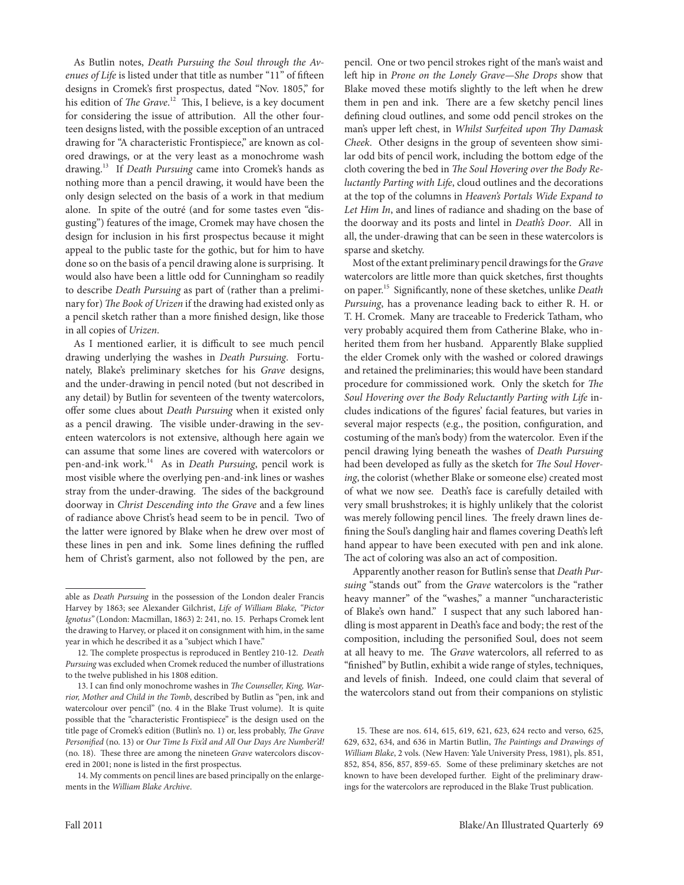As Butlin notes, *Death Pursuing the Soul through the Avenues of Life* is listed under that title as number "11" of fifteen designs in Cromek's first prospectus, dated "Nov. 1805," for his edition of *The Grave*.[12] This, I believe, is a key document for considering the issue of attribution. All the other fourteen designs listed, with the possible exception of an untraced drawing for "A characteristic Frontispiece," are known as colored drawings, or at the very least as a monochrome wash drawing.[13] If *Death Pursuing* came into Cromek's hands as nothing more than a pencil drawing, it would have been the only design selected on the basis of a work in that medium alone. In spite of the outré (and for some tastes even "disgusting") features of the image, Cromek may have chosen the design for inclusion in his first prospectus because it might appeal to the public taste for the gothic, but for him to have done so on the basis of a pencil drawing alone is surprising. It would also have been a little odd for Cunningham so readily to describe *Death Pursuing* as part of (rather than a preliminary for) *The Book of Urizen* if the drawing had existed only as a pencil sketch rather than a more finished design, like those in all copies of *Urizen*.

As I mentioned earlier, it is difficult to see much pencil drawing underlying the washes in *Death Pursuing*. Fortunately, Blake's preliminary sketches for his *Grave* designs, and the under-drawing in pencil noted (but not described in any detail) by Butlin for seventeen of the twenty watercolors, offer some clues about *Death Pursuing* when it existed only as a pencil drawing. The visible under-drawing in the seventeen watercolors is not extensive, although here again we can assume that some lines are covered with watercolors or pen-and-ink work.[14] As in *Death Pursuing*, pencil work is most visible where the overlying pen-and-ink lines or washes stray from the under-drawing. The sides of the background doorway in *Christ Descending into the Grave* and a few lines of radiance above Christ's head seem to be in pencil. Two of the latter were ignored by Blake when he drew over most of these lines in pen and ink. Some lines defining the ruffled hem of Christ's garment, also not followed by the pen, are pencil. One or two pencil strokes right of the man's waist and left hip in *Prone on the Lonely Grave—She Drops* show that Blake moved these motifs slightly to the left when he drew them in pen and ink. There are a few sketchy pencil lines defining cloud outlines, and some odd pencil strokes on the man's upper left chest, in *Whilst Surfeited upon Thy Damask Cheek*. Other designs in the group of seventeen show similar odd bits of pencil work, including the bottom edge of the cloth covering the bed in *The Soul Hovering over the Body Reluctantly Parting with Life*, cloud outlines and the decorations at the top of the columns in *Heaven's Portals Wide Expand to Let Him In*, and lines of radiance and shading on the base of the doorway and its posts and lintel in *Death's Door*. All in all, the under-drawing that can be seen in these watercolors is sparse and sketchy.

Most of the extant preliminary pencil drawings for the *Grave* watercolors are little more than quick sketches, first thoughts on paper.[15] Significantly, none of these sketches, unlike *Death Pursuing*, has a provenance leading back to either R. H. or T. H. Cromek. Many are traceable to Frederick Tatham, who very probably acquired them from Catherine Blake, who inherited them from her husband. Apparently Blake supplied the elder Cromek only with the washed or colored drawings and retained the preliminaries; this would have been standard procedure for commissioned work. Only the sketch for *The Soul Hovering over the Body Reluctantly Parting with Life* includes indications of the figures' facial features, but varies in several major respects (e.g., the position, configuration, and costuming of the man's body) from the watercolor. Even if the pencil drawing lying beneath the washes of *Death Pursuing* had been developed as fully as the sketch for *The Soul Hovering*, the colorist (whether Blake or someone else) created most of what we now see. Death's face is carefully detailed with very small brushstrokes; it is highly unlikely that the colorist was merely following pencil lines. The freely drawn lines defining the Soul's dangling hair and flames covering Death's left hand appear to have been executed with pen and ink alone. The act of coloring was also an act of composition.

Apparently another reason for Butlin's sense that *Death Pursuing* "stands out" from the *Grave* watercolors is the "rather heavy manner" of the "washes," a manner "uncharacteristic of Blake's own hand." I suspect that any such labored handling is most apparent in Death's face and body; the rest of the composition, including the personified Soul, does not seem at all heavy to me. The *Grave* watercolors, all referred to as "finished" by Butlin, exhibit a wide range of styles, techniques, and levels of finish. Indeed, one could claim that several of the watercolors stand out from their companions on stylistic

---

able as *Death Pursuing* in the possession of the London dealer Francis Harvey by 1863; see Alexander Gilchrist, *Life of William Blake, "Pictor Ignotus"* (London: Macmillan, 1863) 2: 241, no. 15. Perhaps Cromek lent the drawing to Harvey, or placed it on consignment with him, in the same year in which he described it as a "subject which I have."

12. The complete prospectus is reproduced in Bentley 210-12. *Death Pursuing* was excluded when Cromek reduced the number of illustrations to the twelve published in his 1808 edition.

13. I can find only monochrome washes in *The Counseller, King, Warrior, Mother and Child in the Tomb*, described by Butlin as "pen, ink and watercolour over pencil" (no. 4 in the Blake Trust volume). It is quite possible that the "characteristic Frontispiece" is the design used on the title page of Cromek's edition (Butlin's no. 1) or, less probably, *The Grave Personified* (no. 13) or *Our Time Is Fix'd and All Our Days Are Number'd!* (no. 18). These three are among the nineteen *Grave* watercolors discovered in 2001; none is listed in the first prospectus.

14. My comments on pencil lines are based principally on the enlargements in the *William Blake Archive*.

15. These are nos. 614, 615, 619, 621, 623, 624 recto and verso, 625, 629, 632, 634, and 636 in Martin Butlin, *The Paintings and Drawings of William Blake*, 2 vols. (New Haven: Yale University Press, 1981), pls. 851, 852, 854, 856, 857, 859-65. Some of these preliminary sketches are not known to have been developed further. Eight of the preliminary drawings for the watercolors are reproduced in the Blake Trust publication.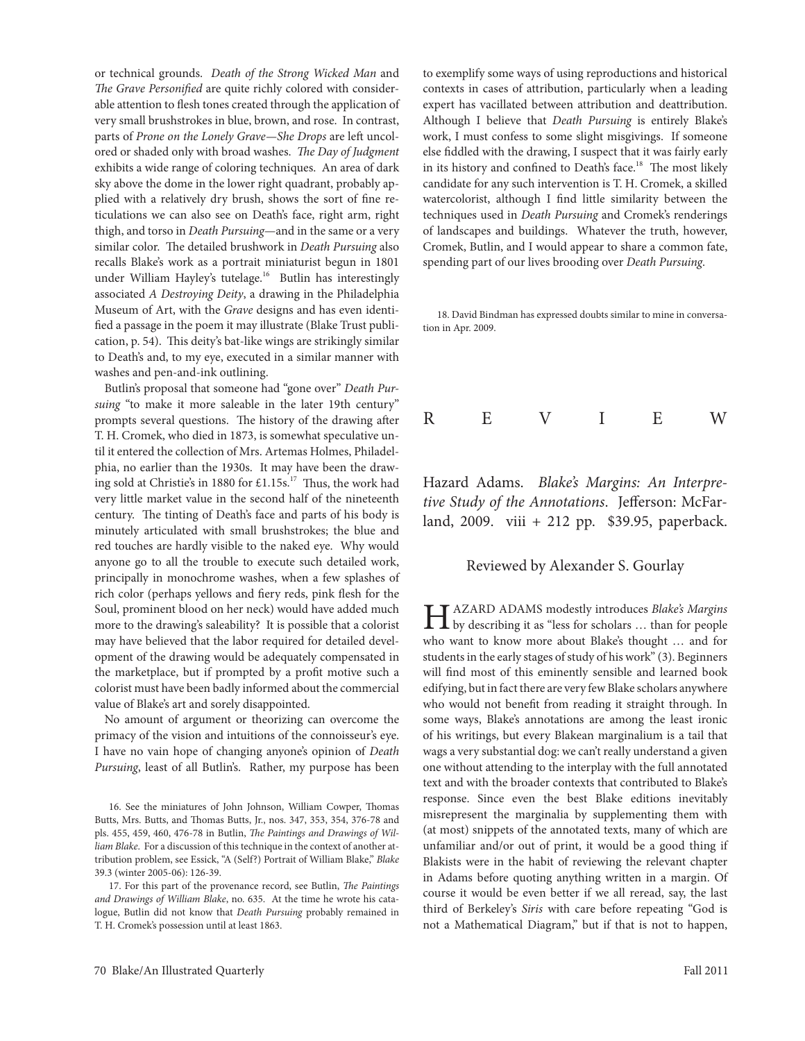or technical grounds. *Death of the Strong Wicked Man* and *The Grave Personified* are quite richly colored with considerable attention to flesh tones created through the application of very small brushstrokes in blue, brown, and rose. In contrast, parts of *Prone on the Lonely Grave—She Drops* are left uncolored or shaded only with broad washes. *The Day of Judgment* exhibits a wide range of coloring techniques. An area of dark sky above the dome in the lower right quadrant, probably applied with a relatively dry brush, shows the sort of fine reticulations we can also see on Death's face, right arm, right thigh, and torso in *Death Pursuing*—and in the same or a very similar color. The detailed brushwork in *Death Pursuing* also recalls Blake's work as a portrait miniaturist begun in 1801 under William Hayley's tutelage.[16] Butlin has interestingly associated *A Destroying Deity*, a drawing in the Philadelphia Museum of Art, with the *Grave* designs and has even identified a passage in the poem it may illustrate (Blake Trust publication, p. 54). This deity's bat-like wings are strikingly similar to Death's and, to my eye, executed in a similar manner with washes and pen-and-ink outlining.

Butlin's proposal that someone had "gone over" *Death Pursuing* "to make it more saleable in the later 19th century" prompts several questions. The history of the drawing after T. H. Cromek, who died in 1873, is somewhat speculative until it entered the collection of Mrs. Artemas Holmes, Philadelphia, no earlier than the 1930s. It may have been the drawing sold at Christie's in 1880 for £1.15s.[17] Thus, the work had very little market value in the second half of the nineteenth century. The tinting of Death's face and parts of his body is minutely articulated with small brushstrokes; the blue and red touches are hardly visible to the naked eye. Why would anyone go to all the trouble to execute such detailed work, principally in monochrome washes, when a few splashes of rich color (perhaps yellows and fiery reds, pink flesh for the Soul, prominent blood on her neck) would have added much more to the drawing's saleability? It is possible that a colorist may have believed that the labor required for detailed development of the drawing would be adequately compensated in the marketplace, but if prompted by a profit motive such a colorist must have been badly informed about the commercial value of Blake's art and sorely disappointed.

No amount of argument or theorizing can overcome the primacy of the vision and intuitions of the connoisseur's eye. I have no vain hope of changing anyone's opinion of *Death Pursuing*, least of all Butlin's. Rather, my purpose has been to exemplify some ways of using reproductions and historical contexts in cases of attribution, particularly when a leading expert has vacillated between attribution and deattribution. Although I believe that *Death Pursuing* is entirely Blake's work, I must confess to some slight misgivings. If someone else fiddled with the drawing, I suspect that it was fairly early in its history and confined to Death's face.[18] The most likely candidate for any such intervention is T. H. Cromek, a skilled watercolorist, although I find little similarity between the techniques used in *Death Pursuing* and Cromek's renderings of landscapes and buildings. Whatever the truth, however, Cromek, Butlin, and I would appear to share a common fate, spending part of our lives brooding over *Death Pursuing*.

16. See the miniatures of John Johnson, William Cowper, Thomas Butts, Mrs. Butts, and Thomas Butts, Jr., nos. 347, 353, 354, 376-78 and pls. 455, 459, 460, 476-78 in Butlin, *The Paintings and Drawings of William Blake*. For a discussion of this technique in the context of another attribution problem, see Essick, "A (Self?) Portrait of William Blake," *Blake* 39.3 (winter 2005-06): 126-39.

17. For this part of the provenance record, see Butlin, *The Paintings and Drawings of William Blake*, no. 635. At the time he wrote his catalogue, Butlin did not know that *Death Pursuing* probably remained in T. H. Cromek's possession until at least 1863.

18. David Bindman has expressed doubts similar to mine in conversation in Apr. 2009.

# R E V I E W

## Hazard Adams. *Blake's Margins: An Interpretive Study of the Annotations*. Jefferson: McFarland, 2009. viii + 212 pp. $39.95, paperback.

### Reviewed by Alexander S. Gourlay

HAZARD ADAMS modestly introduces *Blake's Margins* by describing it as "less for scholars … than for people who want to know more about Blake's thought … and for students in the early stages of study of his work" (3). Beginners will find most of this eminently sensible and learned book edifying, but in fact there are very few Blake scholars anywhere who would not benefit from reading it straight through. In some ways, Blake's annotations are among the least ironic of his writings, but every Blakean marginalium is a tail that wags a very substantial dog: we can't really understand a given one without attending to the interplay with the full annotated text and with the broader contexts that contributed to Blake's response. Since even the best Blake editions inevitably misrepresent the marginalia by supplementing them with (at most) snippets of the annotated texts, many of which are unfamiliar and/or out of print, it would be a good thing if Blakists were in the habit of reviewing the relevant chapter in Adams before quoting anything written in a margin. Of course it would be even better if we all reread, say, the last third of Berkeley's *Siris* with care before repeating "God is not a Mathematical Diagram," but if that is not to happen,